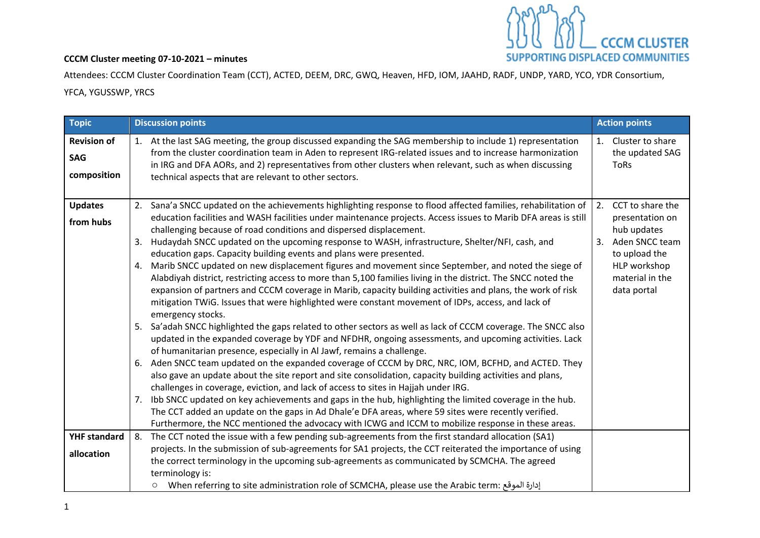**CCCM Cluster meeting 07-10-2021 – minutes**

Attendees: CCCM Cluster Coordination Team (CCT), ACTED, DEEM, DRC, GWQ, Heaven, HFD, IOM, JAAHD, RADF, UNDP, YARD, YCO, YDR Consortium, YFCA, YGUSSWP, YRCS

| Topic | Discussion points | Action points |
|---|---|---|
| **Revision of SAG composition** | 1. At the last SAG meeting, the group discussed expanding the SAG membership to include 1) representation from the cluster coordination team in Aden to represent IRG-related issues and to increase harmonization in IRG and DFA AORs, and 2) representatives from other clusters when relevant, such as when discussing technical aspects that are relevant to other sectors. | 1. Cluster to share the updated SAG ToRs |
| **Updates from hubs** | 2. Sana'a SNCC updated on the achievements highlighting response to flood affected families, rehabilitation of education facilities and WASH facilities under maintenance projects. Access issues to Marib DFA areas is still challenging because of road conditions and dispersed displacement.<br>3. Hudaydah SNCC updated on the upcoming response to WASH, infrastructure, Shelter/NFI, cash, and education gaps. Capacity building events and plans were presented.<br>4. Marib SNCC updated on new displacement figures and movement since September, and noted the siege of Alabdiyah district, restricting access to more than 5,100 families living in the district. The SNCC noted the expansion of partners and CCCM coverage in Marib, capacity building activities and plans, the work of risk mitigation TWiG. Issues that were highlighted were constant movement of IDPs, access, and lack of emergency stocks.<br>5. Sa'adah SNCC highlighted the gaps related to other sectors as well as lack of CCCM coverage. The SNCC also updated in the expanded coverage by YDF and NFDHR, ongoing assessments, and upcoming activities. Lack of humanitarian presence, especially in Al Jawf, remains a challenge.<br>6. Aden SNCC team updated on the expanded coverage of CCCM by DRC, NRC, IOM, BCFHD, and ACTED. They also gave an update about the site report and site consolidation, capacity building activities and plans, challenges in coverage, eviction, and lack of access to sites in Hajjah under IRG.<br>7. Ibb SNCC updated on key achievements and gaps in the hub, highlighting the limited coverage in the hub. The CCT added an update on the gaps in Ad Dhale'e DFA areas, where 59 sites were recently verified. Furthermore, the NCC mentioned the advocacy with ICWG and ICCM to mobilize response in these areas. | 2. CCT to share the presentation on hub updates<br>3. Aden SNCC team to upload the HLP workshop material in the data portal |
| **YHF standard allocation** | 8. The CCT noted the issue with a few pending sub-agreements from the first standard allocation (SA1) projects. In the submission of sub-agreements for SA1 projects, the CCT reiterated the importance of using the correct terminology in the upcoming sub-agreements as communicated by SCMCHA. The agreed terminology is:<br>○ When referring to site administration role of SCMCHA, please use the Arabic term: إدارة الموقع | |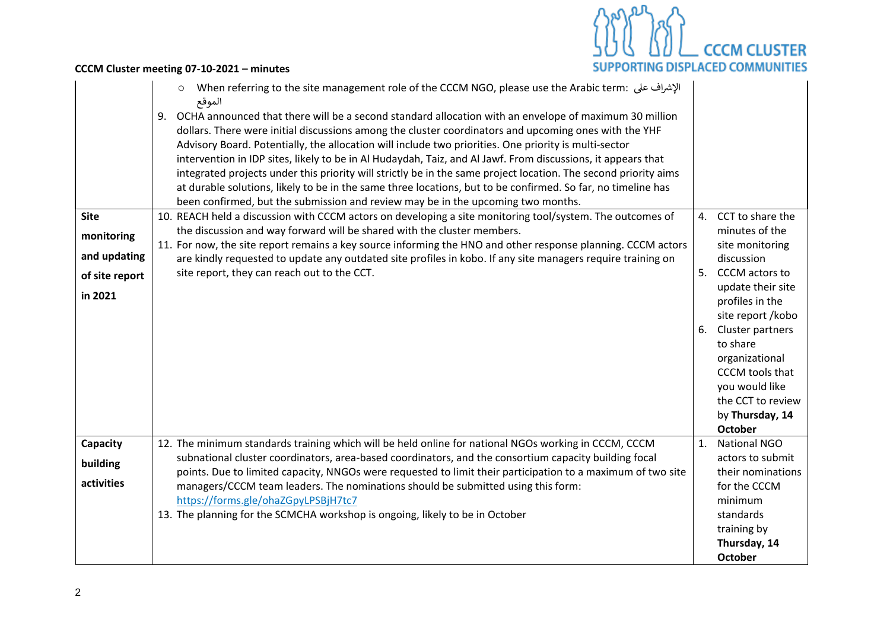## CCCM Cluster meeting 07-10-2021 – minutes

| | | |
|---|---|---|
| | ○ When referring to the site management role of the CCCM NGO, please use the Arabic term: الإشراف على الموقع<br><br>9. OCHA announced that there will be a second standard allocation with an envelope of maximum 30 million dollars. There were initial discussions among the cluster coordinators and upcoming ones with the YHF Advisory Board. Potentially, the allocation will include two priorities. One priority is multi-sector intervention in IDP sites, likely to be in Al Hudaydah, Taiz, and Al Jawf. From discussions, it appears that integrated projects under this priority will strictly be in the same project location. The second priority aims at durable solutions, likely to be in the same three locations, but to be confirmed. So far, no timeline has been confirmed, but the submission and review may be in the upcoming two months. | |
| **Site monitoring and updating of site report in 2021** | 10. REACH held a discussion with CCCM actors on developing a site monitoring tool/system. The outcomes of the discussion and way forward will be shared with the cluster members.<br>11. For now, the site report remains a key source informing the HNO and other response planning. CCCM actors are kindly requested to update any outdated site profiles in kobo. If any site managers require training on site report, they can reach out to the CCT. | 4. CCT to share the minutes of the site monitoring discussion<br>5. CCCM actors to update their site profiles in the site report /kobo<br>6. Cluster partners to share organizational CCCM tools that you would like the CCT to review by **Thursday, 14 October** |
| **Capacity building activities** | 12. The minimum standards training which will be held online for national NGOs working in CCCM, CCCM subnational cluster coordinators, area-based coordinators, and the consortium capacity building focal points. Due to limited capacity, NNGOs were requested to limit their participation to a maximum of two site managers/CCCM team leaders. The nominations should be submitted using this form: https://forms.gle/ohaZGpyLPSBjH7tc7<br>13. The planning for the SCMCHA workshop is ongoing, likely to be in October | 1. National NGO actors to submit their nominations for the CCCM minimum standards training by **Thursday, 14 October** |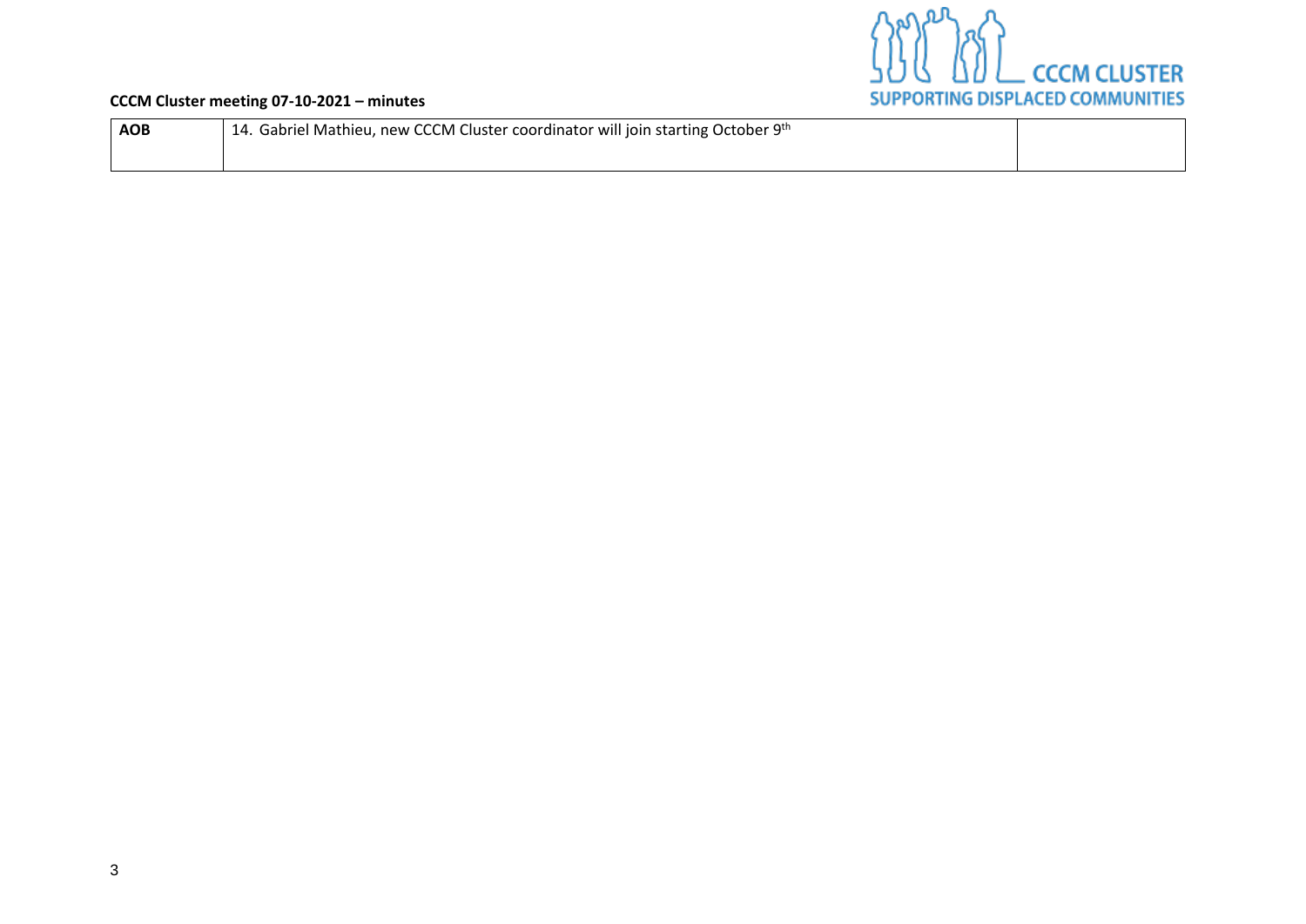| | | |
|---|---|---|
| **AOB** | 14. Gabriel Mathieu, new CCCM Cluster coordinator will join starting October 9th | |